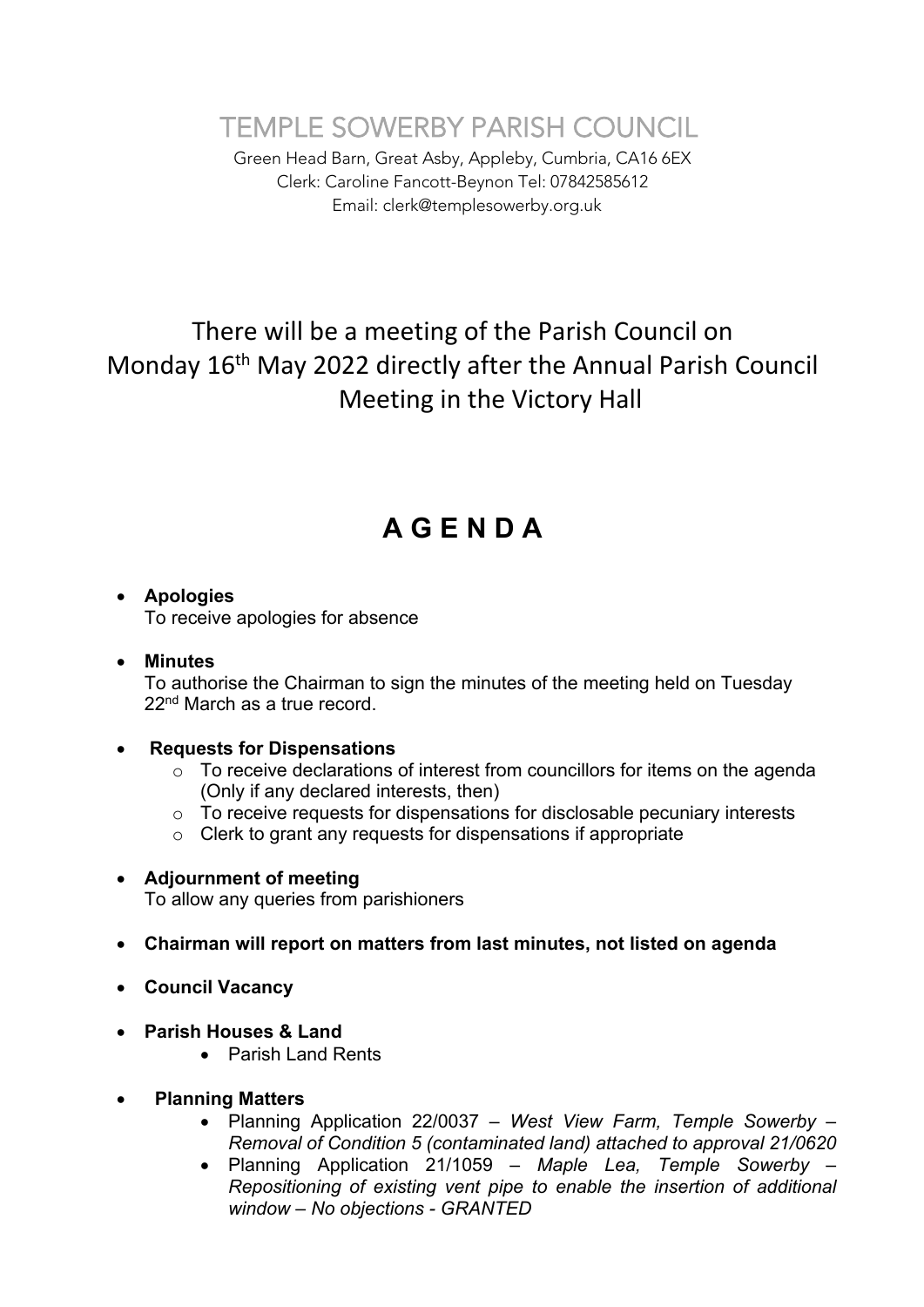# TEMPLE SOWERBY PARISH COUNCIL

Green Head Barn, Great Asby, Appleby, Cumbria, CA16 6EX
Clerk: Caroline Fancott-Beynon Tel: 07842585612
Email: clerk@templesowerby.org.uk

There will be a meeting of the Parish Council on Monday 16th May 2022 directly after the Annual Parish Council Meeting in the Victory Hall

## A G E N D A

- **Apologies**
  To receive apologies for absence
- **Minutes**
  To authorise the Chairman to sign the minutes of the meeting held on Tuesday 22nd March as a true record.
- **Requests for Dispensations**
  - To receive declarations of interest from councillors for items on the agenda (Only if any declared interests, then)
  - To receive requests for dispensations for disclosable pecuniary interests
  - Clerk to grant any requests for dispensations if appropriate
- **Adjournment of meeting**
  To allow any queries from parishioners
- **Chairman will report on matters from last minutes, not listed on agenda**
- **Council Vacancy**
- **Parish Houses & Land**
  - Parish Land Rents
- **Planning Matters**
  - Planning Application 22/0037 – *West View Farm, Temple Sowerby – Removal of Condition 5 (contaminated land) attached to approval 21/0620*
  - Planning Application 21/1059 – *Maple Lea, Temple Sowerby – Repositioning of existing vent pipe to enable the insertion of additional window – No objections - GRANTED*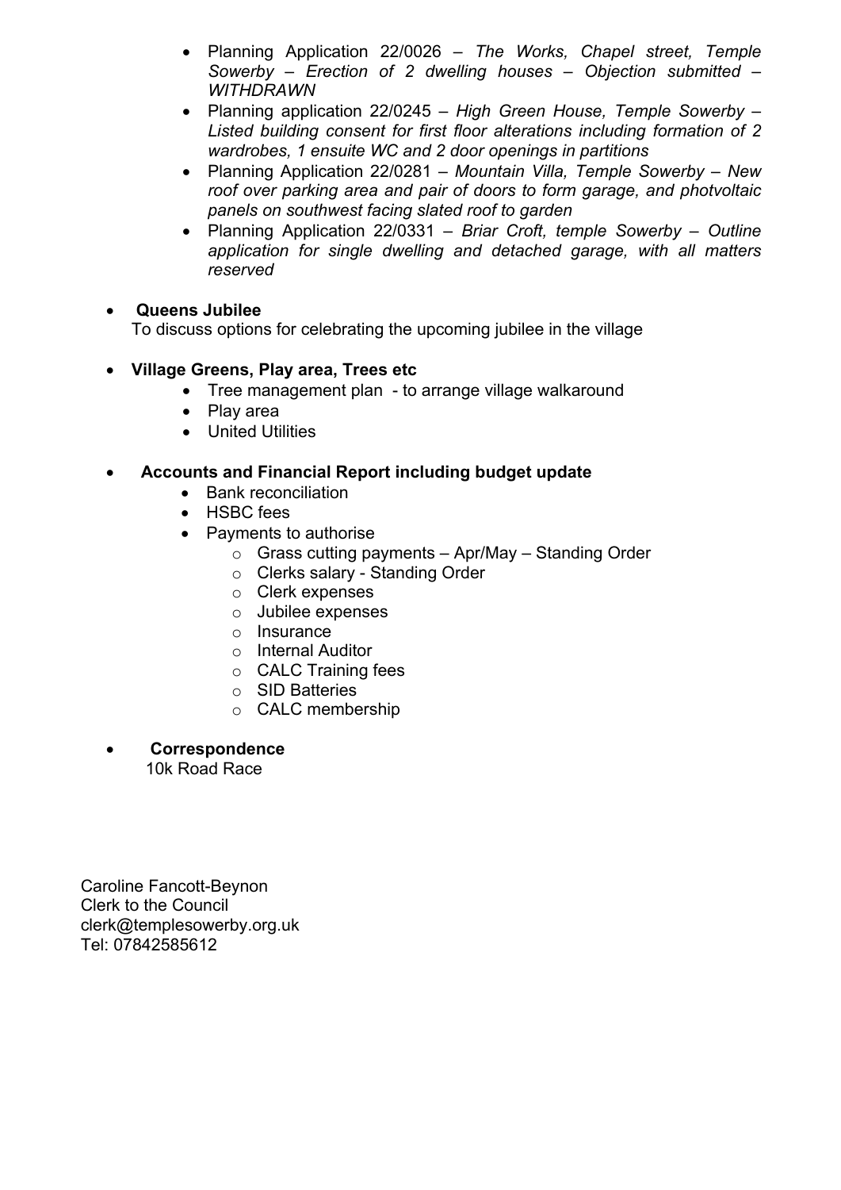- Planning Application 22/0026 – *The Works, Chapel street, Temple Sowerby – Erection of 2 dwelling houses – Objection submitted – WITHDRAWN*
- Planning application 22/0245 – *High Green House, Temple Sowerby – Listed building consent for first floor alterations including formation of 2 wardrobes, 1 ensuite WC and 2 door openings in partitions*
- Planning Application 22/0281 – *Mountain Villa, Temple Sowerby – New roof over parking area and pair of doors to form garage, and photvoltaic panels on southwest facing slated roof to garden*
- Planning Application 22/0331 – *Briar Croft, temple Sowerby – Outline application for single dwelling and detached garage, with all matters reserved*

- **Queens Jubilee**
  To discuss options for celebrating the upcoming jubilee in the village

- **Village Greens, Play area, Trees etc**
  - Tree management plan - to arrange village walkaround
  - Play area
  - United Utilities

- **Accounts and Financial Report including budget update**
  - Bank reconciliation
  - HSBC fees
  - Payments to authorise
    - Grass cutting payments – Apr/May – Standing Order
    - Clerks salary - Standing Order
    - Clerk expenses
    - Jubilee expenses
    - Insurance
    - Internal Auditor
    - CALC Training fees
    - SID Batteries
    - CALC membership

- **Correspondence**
  10k Road Race

Caroline Fancott-Beynon
Clerk to the Council
clerk@templesowerby.org.uk
Tel: 07842585612